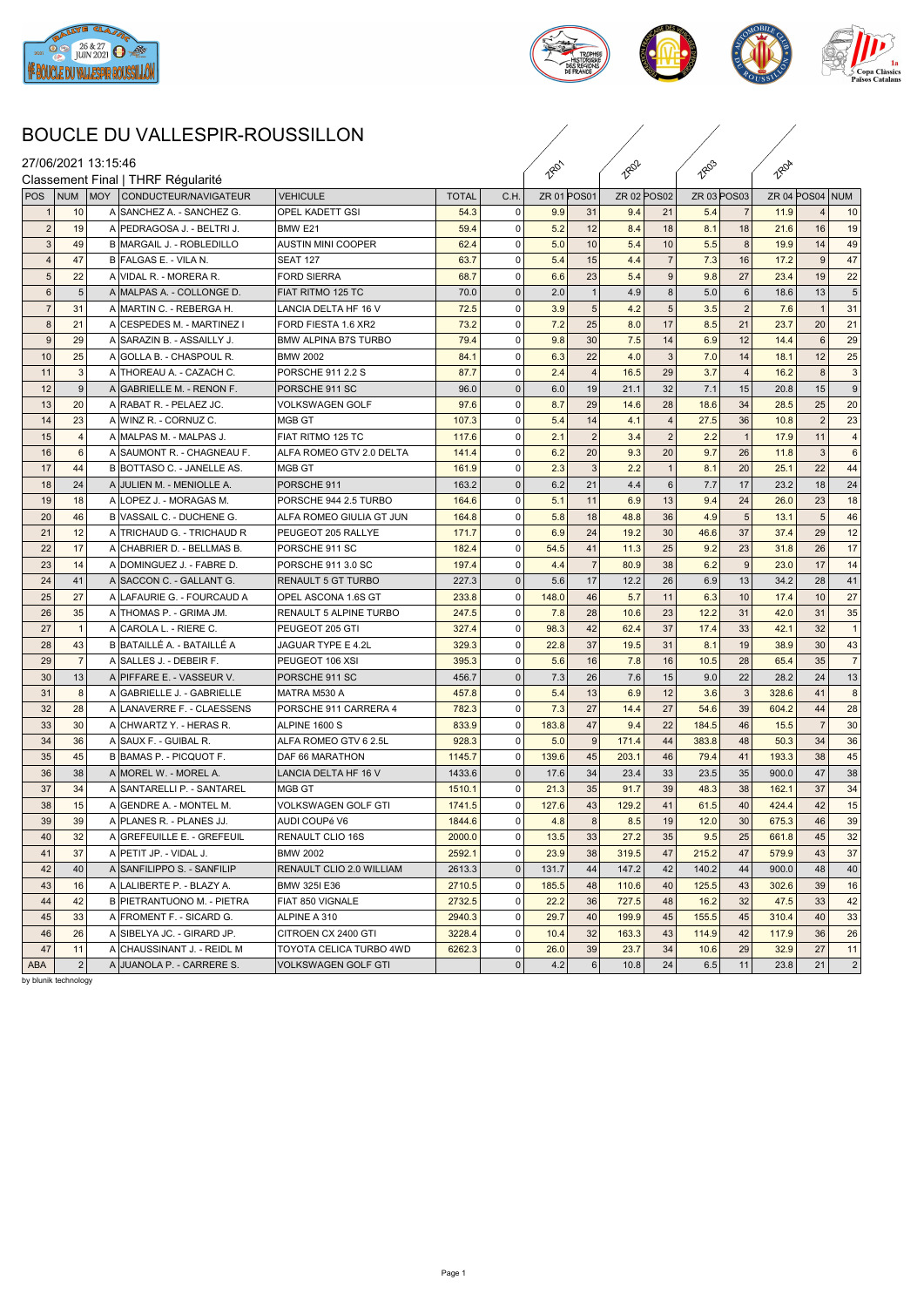# BOUCLE DU VALLESPIR-ROUSSILLON

27/06/2021 13:15:46

Classement Final | THRF Régularité

| POS | NUM | MOY | CONDUCTEUR/NAVIGATEUR | VEHICULE | TOTAL | C.H. | ZR 01 | POS01 | ZR 02 | POS02 | ZR 03 | POS03 | ZR 04 | POS04 | NUM |
|---|---|---|---|---|---|---|---|---|---|---|---|---|---|---|---|
| 1 | 10 | A | SANCHEZ A. - SANCHEZ G. | OPEL KADETT GSI | 54.3 | 0 | 9.9 | 31 | 9.4 | 21 | 5.4 | 7 | 11.9 | 4 | 10 |
| 2 | 19 | A | PEDRAGOSA J. - BELTRI J. | BMW E21 | 59.4 | 0 | 5.2 | 12 | 8.4 | 18 | 8.1 | 18 | 21.6 | 16 | 19 |
| 3 | 49 | B | MARGAIL J. - ROBLEDILLO | AUSTIN MINI COOPER | 62.4 | 0 | 5.0 | 10 | 5.4 | 10 | 5.5 | 8 | 19.9 | 14 | 49 |
| 4 | 47 | B | FALGAS E. - VILA N. | SEAT 127 | 63.7 | 0 | 5.4 | 15 | 4.4 | 7 | 7.3 | 16 | 17.2 | 9 | 47 |
| 5 | 22 | A | VIDAL R. - MORERA R. | FORD SIERRA | 68.7 | 0 | 6.6 | 23 | 5.4 | 9 | 9.8 | 27 | 23.4 | 19 | 22 |
| 6 | 5 | A | MALPAS A. - COLLONGE D. | FIAT RITMO 125 TC | 70.0 | 0 | 2.0 | 1 | 4.9 | 8 | 5.0 | 6 | 18.6 | 13 | 5 |
| 7 | 31 | A | MARTIN C. - REBERGA H. | LANCIA DELTA HF 16 V | 72.5 | 0 | 3.9 | 5 | 4.2 | 5 | 3.5 | 2 | 7.6 | 1 | 31 |
| 8 | 21 | A | CESPEDES M. - MARTINEZ I | FORD FIESTA 1.6 XR2 | 73.2 | 0 | 7.2 | 25 | 8.0 | 17 | 8.5 | 21 | 23.7 | 20 | 21 |
| 9 | 29 | A | SARAZIN B. - ASSAILLY J. | BMW ALPINA B7S TURBO | 79.4 | 0 | 9.8 | 30 | 7.5 | 14 | 6.9 | 12 | 14.4 | 6 | 29 |
| 10 | 25 | A | GOLLA B. - CHASPOUL R. | BMW 2002 | 84.1 | 0 | 6.3 | 22 | 4.0 | 3 | 7.0 | 14 | 18.1 | 12 | 25 |
| 11 | 3 | A | THOREAU A. - CAZACH C. | PORSCHE 911 2.2 S | 87.7 | 0 | 2.4 | 4 | 16.5 | 29 | 3.7 | 4 | 16.2 | 8 | 3 |
| 12 | 9 | A | GABRIELLE M. - RENON F. | PORSCHE 911 SC | 96.0 | 0 | 6.0 | 19 | 21.1 | 32 | 7.1 | 15 | 20.8 | 15 | 9 |
| 13 | 20 | A | RABAT R. - PELAEZ JC. | VOLKSWAGEN GOLF | 97.6 | 0 | 8.7 | 29 | 14.6 | 28 | 18.6 | 34 | 28.5 | 25 | 20 |
| 14 | 23 | A | WINZ R. - CORNUZ C. | MGB GT | 107.3 | 0 | 5.4 | 14 | 4.1 | 4 | 27.5 | 36 | 10.8 | 2 | 23 |
| 15 | 4 | A | MALPAS A. - MALPAS J. | FIAT RITMO 125 TC | 117.6 | 0 | 2.1 | 2 | 3.4 | 2 | 2.2 | 1 | 17.9 | 11 | 4 |
| 16 | 6 | A | SAUMONT R. - CHAGNEAU F. | ALFA ROMEO GTV 2.0 DELTA | 141.4 | 0 | 6.2 | 20 | 9.3 | 20 | 9.7 | 26 | 11.8 | 3 | 6 |
| 17 | 44 | B | BOTTASO C. - JANELLE AS. | MGB GT | 161.9 | 0 | 2.3 | 3 | 2.2 | 1 | 8.1 | 20 | 25.1 | 22 | 44 |
| 18 | 24 | A | JULIEN M. - MENIOLLE A. | PORSCHE 911 | 163.2 | 0 | 6.2 | 21 | 4.4 | 6 | 7.7 | 17 | 23.2 | 18 | 24 |
| 19 | 18 | A | LOPEZ J. - MORAGAS M. | PORSCHE 944 2.5 TURBO | 164.6 | 0 | 5.1 | 11 | 6.9 | 13 | 9.4 | 24 | 26.0 | 23 | 18 |
| 20 | 46 | B | VASSAIL C. - DUCHENE G. | ALFA ROMEO GIULIA GT JUN | 164.8 | 0 | 5.8 | 18 | 48.8 | 36 | 4.9 | 5 | 13.1 | 5 | 46 |
| 21 | 12 | A | TRICHAUD G. - TRICHAUD R | PEUGEOT 205 RALLYE | 171.7 | 0 | 6.9 | 24 | 19.2 | 30 | 46.6 | 37 | 37.4 | 29 | 12 |
| 22 | 17 | A | CHABRIER D. - BELLMAS B. | PORSCHE 911 SC | 182.4 | 0 | 54.5 | 41 | 11.3 | 25 | 9.2 | 23 | 31.8 | 26 | 17 |
| 23 | 14 | A | DOMINGUEZ J. - FABRE D. | PORSCHE 911 3.0 SC | 197.4 | 0 | 4.4 | 7 | 80.9 | 38 | 6.2 | 9 | 23.0 | 17 | 14 |
| 24 | 41 | A | SACCON C. - GALLANT G. | RENAULT 5 GT TURBO | 227.3 | 0 | 5.6 | 17 | 12.2 | 26 | 6.9 | 13 | 34.2 | 28 | 41 |
| 25 | 27 | A | LAFAURIE G. - FOURCAUD A | OPEL ASCONA 1.6S GT | 233.8 | 0 | 148.0 | 46 | 5.7 | 11 | 6.3 | 10 | 17.4 | 10 | 27 |
| 26 | 35 | A | THOMAS P. - GRIMA JM. | RENAULT 5 ALPINE TURBO | 247.5 | 0 | 7.8 | 28 | 10.6 | 23 | 12.2 | 31 | 42.0 | 31 | 35 |
| 27 | 1 | A | CAROLA L. - RIERE C. | PEUGEOT 205 GTI | 327.4 | 0 | 98.3 | 42 | 62.4 | 37 | 17.4 | 33 | 42.1 | 32 | 1 |
| 28 | 43 | B | BATAILLÉ A. - BATAILLÉ A | JAGUAR TYPE E 4.2L | 329.3 | 0 | 22.8 | 37 | 19.5 | 31 | 8.1 | 19 | 38.9 | 30 | 43 |
| 29 | 7 | A | SALLES J. - DEBEIR F. | PEUGEOT 106 XSI | 395.3 | 0 | 5.6 | 16 | 7.8 | 16 | 10.5 | 28 | 65.4 | 35 | 7 |
| 30 | 13 | A | PIFFARE E. - VASSEUR V. | PORSCHE 911 SC | 456.7 | 0 | 7.3 | 26 | 7.6 | 15 | 9.0 | 22 | 28.2 | 24 | 13 |
| 31 | 8 | A | GABRIELLE J. - GABRIELLE | MATRA M530 A | 457.8 | 0 | 5.4 | 13 | 6.9 | 12 | 3.6 | 3 | 328.6 | 41 | 8 |
| 32 | 28 | A | LANAVERRE F. - CLAESSENS | PORSCHE 911 CARRERA 4 | 782.3 | 0 | 7.3 | 27 | 14.4 | 27 | 54.6 | 39 | 604.2 | 44 | 28 |
| 33 | 30 | A | CHWARTZ Y. - HERAS R. | ALPINE 1600 S | 833.9 | 0 | 183.8 | 47 | 9.4 | 22 | 184.5 | 46 | 15.5 | 7 | 30 |
| 34 | 36 | A | SAUX F. - GUIBAL R. | ALFA ROMEO GTV 6 2.5L | 928.3 | 0 | 5.0 | 9 | 171.4 | 44 | 383.8 | 48 | 50.3 | 34 | 36 |
| 35 | 45 | B | BAMAS P. - PICQUOT F. | DAF 66 MARATHON | 1145.7 | 0 | 139.6 | 45 | 203.1 | 46 | 79.4 | 41 | 193.3 | 38 | 45 |
| 36 | 38 | A | MOREL W. - MOREL A. | LANCIA DELTA HF 16 V | 1433.6 | 0 | 17.6 | 34 | 23.4 | 33 | 23.5 | 35 | 900.0 | 47 | 38 |
| 37 | 34 | A | SANTARELLI P. - SANTAREL | MGB GT | 1510.1 | 0 | 21.3 | 35 | 91.7 | 39 | 48.3 | 38 | 162.1 | 37 | 34 |
| 38 | 15 | A | GENDRE A. - MONTEL M. | VOLKSWAGEN GOLF GTI | 1741.5 | 0 | 127.6 | 43 | 129.2 | 41 | 61.5 | 40 | 424.4 | 42 | 15 |
| 39 | 39 | A | PLANES R. - PLANES JJ. | AUDI COUPé V6 | 1844.6 | 0 | 4.8 | 8 | 8.5 | 19 | 12.0 | 30 | 675.3 | 46 | 39 |
| 40 | 32 | A | GREFEUILLE E. - GREFEUIL | RENAULT CLIO 16S | 2000.0 | 0 | 13.5 | 33 | 27.2 | 35 | 9.5 | 25 | 661.8 | 45 | 32 |
| 41 | 37 | A | PETIT JP. - VIDAL J. | BMW 2002 | 2592.1 | 0 | 23.9 | 38 | 319.5 | 47 | 215.2 | 47 | 579.9 | 43 | 37 |
| 42 | 40 | A | SANFILIPPO S. - SANFILIP | RENAULT CLIO 2.0 WILLIAM | 2613.3 | 0 | 131.7 | 44 | 147.2 | 42 | 140.2 | 44 | 900.0 | 48 | 40 |
| 43 | 16 | A | LALIBERTE P. - BLAZY A. | BMW 325I E36 | 2710.5 | 0 | 185.5 | 48 | 110.6 | 40 | 125.5 | 43 | 302.6 | 39 | 16 |
| 44 | 42 | B | PIETRANTUONO M. - PIETRA | FIAT 850 VIGNALE | 2732.5 | 0 | 22.2 | 36 | 727.5 | 48 | 16.2 | 32 | 47.5 | 33 | 42 |
| 45 | 33 | A | FROMENT F. - SICARD G. | ALPINE A 310 | 2940.3 | 0 | 29.7 | 40 | 199.9 | 45 | 155.5 | 45 | 310.4 | 40 | 33 |
| 46 | 26 | A | SIBELYA JC. - GIRARD JP. | CITROEN CX 2400 GTI | 3228.4 | 0 | 10.4 | 32 | 163.3 | 43 | 114.9 | 42 | 117.9 | 36 | 26 |
| 47 | 11 | A | CHAUSSINANT J. - REIDL M | TOYOTA CELICA TURBO 4WD | 6262.3 | 0 | 26.0 | 39 | 23.7 | 34 | 10.6 | 29 | 32.9 | 27 | 11 |
| ABA | 2 | A | JUANOLA P. - CARRERE S. | VOLKSWAGEN GOLF GTI | | 0 | 4.2 | 6 | 10.8 | 24 | 6.5 | 11 | 23.8 | 21 | 2 |

by blunik technology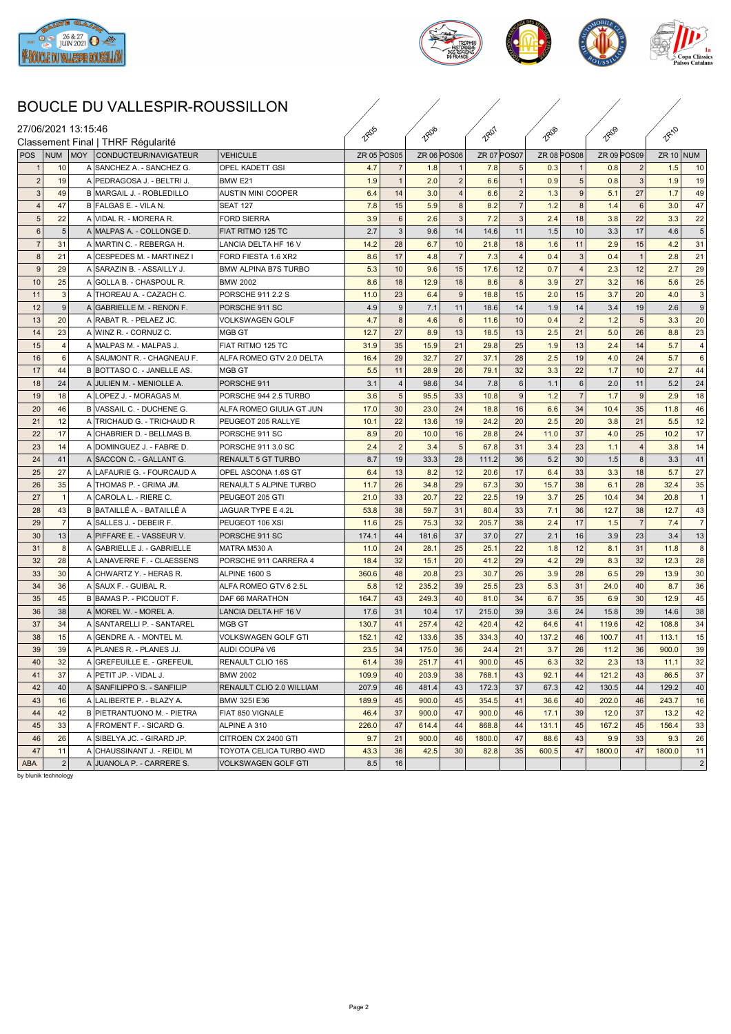# BOUCLE DU VALLESPIR-ROUSSILLON

27/06/2021 13:15:46

Classement Final | THRF Régularité

| POS | NUM | MOY | CONDUCTEUR/NAVIGATEUR | VEHICULE | ZR 05 | POS05 | ZR 06 | POS06 | ZR 07 | POS07 | ZR 08 | POS08 | ZR 09 | POS09 | ZR 10 | NUM |
|---|---|---|---|---|---|---|---|---|---|---|---|---|---|---|---|---|
| 1 | 10 | A | SANCHEZ A. - SANCHEZ G. | OPEL KADETT GSI | 4.7 | 7 | 1.8 | 1 | 7.8 | 5 | 0.3 | 1 | 0.8 | 2 | 1.5 | 10 |
| 2 | 19 | A | PEDRAGOSA J. - BELTRI J. | BMW E21 | 1.9 | 1 | 2.0 | 2 | 6.6 | 1 | 0.9 | 5 | 0.8 | 3 | 1.9 | 19 |
| 3 | 49 | B | MARGAIL J. - ROBLEDILLO | AUSTIN MINI COOPER | 6.4 | 14 | 3.0 | 4 | 6.6 | 2 | 1.3 | 9 | 5.1 | 27 | 1.7 | 49 |
| 4 | 47 | B | FALGAS E. - VILA N. | SEAT 127 | 7.8 | 15 | 5.9 | 8 | 8.2 | 7 | 1.2 | 8 | 1.4 | 6 | 3.0 | 47 |
| 5 | 22 | A | VIDAL R. - MORERA R. | FORD SIERRA | 3.9 | 6 | 2.6 | 3 | 7.2 | 3 | 2.4 | 18 | 3.8 | 22 | 3.3 | 22 |
| 6 | 5 | A | MALPAS A. - COLLONGE D. | FIAT RITMO 125 TC | 2.7 | 3 | 9.6 | 14 | 14.6 | 11 | 1.5 | 10 | 3.3 | 17 | 4.6 | 5 |
| 7 | 31 | A | MARTIN C. - REBERGA H. | LANCIA DELTA HF 16 V | 14.2 | 28 | 6.7 | 10 | 21.8 | 18 | 1.6 | 11 | 2.9 | 15 | 4.2 | 31 |
| 8 | 21 | A | CESPEDES M. - MARTINEZ I | FORD FIESTA 1.6 XR2 | 8.6 | 17 | 4.8 | 7 | 7.3 | 4 | 0.4 | 3 | 0.4 | 1 | 2.8 | 21 |
| 9 | 29 | A | SARAZIN B. - ASSAILLY J. | BMW ALPINA B7S TURBO | 5.3 | 10 | 9.6 | 15 | 17.6 | 12 | 0.7 | 4 | 2.3 | 12 | 2.7 | 29 |
| 10 | 25 | A | GOLLA B. - CHASPOUL R. | BMW 2002 | 8.6 | 18 | 12.9 | 18 | 8.6 | 8 | 3.9 | 27 | 3.2 | 16 | 5.6 | 25 |
| 11 | 3 | A | THOREAU A. - CAZACH C. | PORSCHE 911 2.2 S | 11.0 | 23 | 6.4 | 9 | 18.8 | 15 | 2.0 | 15 | 3.7 | 20 | 4.0 | 3 |
| 12 | 9 | A | GABRIELLE M. - RENON F. | PORSCHE 911 SC | 4.9 | 9 | 7.1 | 11 | 18.6 | 14 | 1.9 | 14 | 3.4 | 19 | 2.6 | 9 |
| 13 | 20 | A | RABAT R. - PELAEZ JC. | VOLKSWAGEN GOLF | 4.7 | 8 | 4.6 | 6 | 11.6 | 10 | 0.4 | 2 | 1.2 | 5 | 3.3 | 20 |
| 14 | 23 | A | WINZ R. - CORNUZ C. | MGB GT | 12.7 | 27 | 8.9 | 13 | 18.5 | 13 | 2.5 | 21 | 5.0 | 26 | 8.8 | 23 |
| 15 | 4 | A | MALPAS M. - MALPAS J. | FIAT RITMO 125 TC | 31.9 | 35 | 15.9 | 21 | 29.8 | 25 | 1.9 | 13 | 2.4 | 14 | 5.7 | 4 |
| 16 | 6 | A | SAUMONT R. - CHAGNEAU F. | ALFA ROMEO GTV 2.0 DELTA | 16.4 | 29 | 32.7 | 27 | 37.1 | 28 | 2.5 | 19 | 4.0 | 24 | 5.7 | 6 |
| 17 | 44 | B | BOTTASO C. - JANELLE AS. | MGB GT | 5.5 | 11 | 28.9 | 26 | 79.1 | 32 | 3.3 | 22 | 1.7 | 10 | 2.7 | 44 |
| 18 | 24 | A | JULIEN M. - MENIOLLE A. | PORSCHE 911 | 3.1 | 4 | 98.6 | 34 | 7.8 | 6 | 1.1 | 6 | 2.0 | 11 | 5.2 | 24 |
| 19 | 18 | A | LOPEZ J. - MORAGAS M. | PORSCHE 944 2.5 TURBO | 3.6 | 5 | 95.5 | 33 | 10.8 | 9 | 1.2 | 7 | 1.7 | 9 | 2.9 | 18 |
| 20 | 46 | B | VASSAIL C. - DUCHENE G. | ALFA ROMEO GIULIA GT JUN | 17.0 | 30 | 23.0 | 24 | 18.8 | 16 | 6.6 | 34 | 10.4 | 35 | 11.8 | 46 |
| 21 | 12 | A | TRICHAUD G. - TRICHAUD R | PEUGEOT 205 RALLYE | 10.1 | 22 | 13.6 | 19 | 24.2 | 20 | 2.5 | 20 | 3.8 | 21 | 5.5 | 12 |
| 22 | 17 | A | CHABRIER D. - BELLMAS B. | PORSCHE 911 SC | 8.9 | 20 | 10.0 | 16 | 28.8 | 24 | 11.0 | 37 | 4.0 | 25 | 10.2 | 17 |
| 23 | 14 | A | DOMINGUEZ J. - FABRE D. | PORSCHE 911 3.0 SC | 2.4 | 2 | 3.4 | 5 | 67.8 | 31 | 3.4 | 23 | 1.1 | 4 | 3.8 | 14 |
| 24 | 41 | A | SACCON C. - GALLANT G. | RENAULT 5 GT TURBO | 8.7 | 19 | 33.3 | 28 | 111.2 | 36 | 5.2 | 30 | 1.5 | 8 | 3.3 | 41 |
| 25 | 27 | A | LAFAURIE G. - FOURCAUD A | OPEL ASCONA 1.6S GT | 6.4 | 13 | 8.2 | 12 | 20.6 | 17 | 6.4 | 33 | 3.3 | 18 | 5.7 | 27 |
| 26 | 35 | A | THOMAS P. - GRIMA JM. | RENAULT 5 ALPINE TURBO | 11.7 | 26 | 34.8 | 29 | 67.3 | 30 | 15.7 | 38 | 6.1 | 28 | 32.4 | 35 |
| 27 | 1 | A | CAROLA L. - RIERE C. | PEUGEOT 205 GTI | 21.0 | 33 | 20.7 | 22 | 22.5 | 19 | 3.7 | 25 | 10.4 | 34 | 20.8 | 1 |
| 28 | 43 | B | BATAILLÉ A. - BATAILLÉ A | JAGUAR TYPE E 4.2L | 53.8 | 38 | 59.7 | 31 | 80.4 | 33 | 7.1 | 36 | 12.7 | 38 | 12.7 | 43 |
| 29 | 7 | A | SALLES J. - DEBEIR F. | PEUGEOT 106 XSI | 11.6 | 25 | 75.3 | 32 | 205.7 | 38 | 2.4 | 17 | 1.5 | 7 | 7.4 | 7 |
| 30 | 13 | A | PIFFARE E. - VASSEUR V. | PORSCHE 911 SC | 174.1 | 44 | 181.6 | 37 | 37.0 | 27 | 2.1 | 16 | 3.9 | 23 | 3.4 | 13 |
| 31 | 8 | A | GABRIELLE J. - GABRIELLE | MATRA M530 A | 11.0 | 24 | 28.1 | 25 | 25.1 | 22 | 1.8 | 12 | 8.1 | 31 | 11.8 | 8 |
| 32 | 28 | A | LANAVERRE F. - CLAESSENS | PORSCHE 911 CARRERA 4 | 18.4 | 32 | 15.1 | 20 | 41.2 | 29 | 4.2 | 29 | 8.3 | 32 | 12.3 | 28 |
| 33 | 30 | A | CHWARTZ Y. - HERAS R. | ALPINE 1600 S | 360.6 | 48 | 20.8 | 23 | 30.7 | 26 | 3.9 | 28 | 6.5 | 29 | 13.9 | 30 |
| 34 | 36 | A | SAUX F. - GUIBAL R. | ALFA ROMEO GTV 6 2.5L | 5.8 | 12 | 235.2 | 39 | 25.5 | 23 | 5.3 | 31 | 24.0 | 40 | 8.7 | 36 |
| 35 | 45 | B | BAMAS P. - PICQUOT F. | DAF 66 MARATHON | 164.7 | 43 | 249.3 | 40 | 81.0 | 34 | 6.7 | 35 | 6.9 | 30 | 12.9 | 45 |
| 36 | 38 | A | MOREL W. - MOREL A. | LANCIA DELTA HF 16 V | 17.6 | 31 | 10.4 | 17 | 215.0 | 39 | 3.6 | 24 | 15.8 | 39 | 14.6 | 38 |
| 37 | 34 | A | SANTARELLI P. - SANTAREL | MGB GT | 130.7 | 41 | 257.4 | 42 | 420.4 | 42 | 64.6 | 41 | 119.6 | 42 | 108.8 | 34 |
| 38 | 15 | A | GENDRE A. - MONTEL M. | VOLKSWAGEN GOLF GTI | 152.1 | 42 | 133.6 | 35 | 334.3 | 40 | 137.2 | 46 | 100.7 | 41 | 113.1 | 15 |
| 39 | 39 | A | PLANES R. - PLANES JJ. | AUDI COUPé V6 | 23.5 | 34 | 175.0 | 36 | 24.4 | 21 | 3.7 | 26 | 11.2 | 36 | 900.0 | 39 |
| 40 | 32 | A | GREFEUILLE E. - GREFEUIL | RENAULT CLIO 16S | 61.4 | 39 | 251.7 | 41 | 900.0 | 45 | 6.3 | 32 | 2.3 | 13 | 11.1 | 32 |
| 41 | 37 | A | PETIT JP. - VIDAL J. | BMW 2002 | 109.9 | 40 | 203.9 | 38 | 768.1 | 43 | 92.1 | 44 | 121.2 | 43 | 86.5 | 37 |
| 42 | 40 | A | SANFILIPPO S. - SANFILIP | RENAULT CLIO 2.0 WILLIAM | 207.9 | 46 | 481.4 | 43 | 172.3 | 37 | 67.3 | 42 | 130.5 | 44 | 129.2 | 40 |
| 43 | 16 | A | LALIBERTE P. - BLAZY A. | BMW 325I E36 | 189.9 | 45 | 900.0 | 45 | 354.5 | 41 | 36.6 | 40 | 202.0 | 46 | 243.7 | 16 |
| 44 | 42 | B | PIETRANTUONO M. - PIETRA | FIAT 850 VIGNALE | 46.4 | 37 | 900.0 | 47 | 900.0 | 46 | 17.1 | 39 | 12.0 | 37 | 13.2 | 42 |
| 45 | 33 | A | FROMENT F. - SICARD G. | ALPINE A 310 | 226.0 | 47 | 614.4 | 44 | 868.8 | 44 | 131.1 | 45 | 167.2 | 45 | 156.4 | 33 |
| 46 | 26 | A | SIBELYA JC. - GIRARD JP. | CITROEN CX 2400 GTI | 9.7 | 21 | 900.0 | 46 | 1800.0 | 47 | 88.6 | 43 | 9.9 | 33 | 9.3 | 26 |
| 47 | 11 | A | CHAUSSINANT J. - REIDL M | TOYOTA CELICA TURBO 4WD | 43.3 | 36 | 42.5 | 30 | 82.8 | 35 | 600.5 | 47 | 1800.0 | 47 | 1800.0 | 11 |
| ABA | 2 | A | JUANOLA P. - CARRERE S. | VOLKSWAGEN GOLF GTI | 8.5 | 16 | | | | | | | | | | 2 |

by blunik technology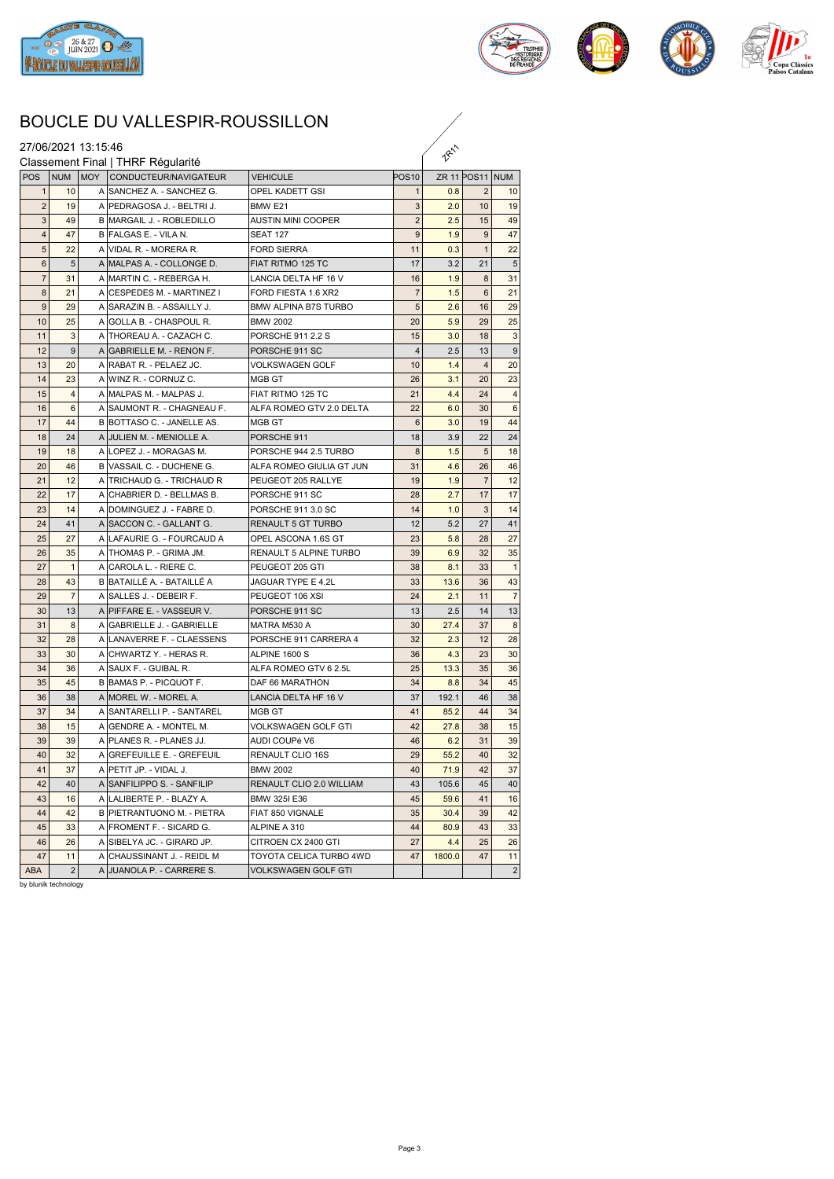# BOUCLE DU VALLESPIR-ROUSSILLON

27/06/2021 13:15:46

Classement Final | THRF Régularité

ZR11

| POS | NUM | MOY | CONDUCTEUR/NAVIGATEUR | VEHICULE | POS10 | ZR 11 | POS11 | NUM |
|---|---|---|---|---|---|---|---|---|
| 1 | 10 | A | SANCHEZ A. - SANCHEZ G. | OPEL KADETT GSI | 1 | 0.8 | 2 | 10 |
| 2 | 19 | A | PEDRAGOSA J. - BELTRI J. | BMW E21 | 3 | 2.0 | 10 | 19 |
| 3 | 49 | B | MARGAIL J. - ROBLEDILLO | AUSTIN MINI COOPER | 2 | 2.5 | 15 | 49 |
| 4 | 47 | B | FALGAS E. - VILA N. | SEAT 127 | 9 | 1.9 | 9 | 47 |
| 5 | 22 | A | VIDAL R. - MORERA R. | FORD SIERRA | 11 | 0.3 | 1 | 22 |
| 6 | 5 | A | MALPAS A. - COLLONGE D. | FIAT RITMO 125 TC | 17 | 3.2 | 21 | 5 |
| 7 | 31 | A | MARTIN C. - REBERGA H. | LANCIA DELTA HF 16 V | 16 | 1.9 | 8 | 31 |
| 8 | 21 | A | CESPEDES M. - MARTINEZ I | FORD FIESTA 1.6 XR2 | 7 | 1.5 | 6 | 21 |
| 9 | 29 | A | SARAZIN B. - ASSAILLY J. | BMW ALPINA B7S TURBO | 5 | 2.6 | 16 | 29 |
| 10 | 25 | A | GOLLA B. - CHASPOUL R. | BMW 2002 | 20 | 5.9 | 29 | 25 |
| 11 | 3 | A | THOREAU A. - CAZACH C. | PORSCHE 911 2.2 S | 15 | 3.0 | 18 | 3 |
| 12 | 9 | A | GABRIELLE M. - RENON F. | PORSCHE 911 SC | 4 | 2.5 | 13 | 9 |
| 13 | 20 | A | RABAT R. - PELAEZ JC. | VOLKSWAGEN GOLF | 10 | 1.4 | 4 | 20 |
| 14 | 23 | A | WINZ R. - CORNUZ C. | MGB GT | 26 | 3.1 | 20 | 23 |
| 15 | 4 | A | MALPAS M. - MALPAS J. | FIAT RITMO 125 TC | 21 | 4.4 | 24 | 4 |
| 16 | 6 | A | SAUMONT R. - CHAGNEAU F. | ALFA ROMEO GTV 2.0 DELTA | 22 | 6.0 | 30 | 6 |
| 17 | 44 | B | BOTTASO C. - JANELLE AS. | MGB GT | 6 | 3.0 | 19 | 44 |
| 18 | 24 | A | JULIEN M. - MENIOLLE A. | PORSCHE 911 | 18 | 3.9 | 22 | 24 |
| 19 | 18 | A | LOPEZ J. - MORAGAS M. | PORSCHE 944 2.5 TURBO | 8 | 1.5 | 5 | 18 |
| 20 | 46 | B | VASSAIL C. - DUCHENE G. | ALFA ROMEO GIULIA GT JUN | 31 | 4.6 | 26 | 46 |
| 21 | 12 | A | TRICHAUD G. - TRICHAUD R | PEUGEOT 205 RALLYE | 19 | 1.9 | 7 | 12 |
| 22 | 17 | A | CHABRIER D. - BELLMAS B. | PORSCHE 911 SC | 28 | 2.7 | 17 | 17 |
| 23 | 14 | A | DOMINGUEZ J. - FABRE D. | PORSCHE 911 3.0 SC | 14 | 1.0 | 3 | 14 |
| 24 | 41 | A | SACCON C. - GALLANT G. | RENAULT 5 GT TURBO | 12 | 5.2 | 27 | 41 |
| 25 | 27 | A | LAFAURIE G. - FOURCAUD A | OPEL ASCONA 1.6S GT | 23 | 5.8 | 28 | 27 |
| 26 | 35 | A | THOMAS P. - GRIMA JM. | RENAULT 5 ALPINE TURBO | 39 | 6.9 | 32 | 35 |
| 27 | 1 | A | CAROLA L. - RIERE C. | PEUGEOT 205 GTI | 38 | 8.1 | 33 | 1 |
| 28 | 43 | B | BATAILLÉ A. - BATAILLÉ A | JAGUAR TYPE E 4.2L | 33 | 13.6 | 36 | 43 |
| 29 | 7 | A | SALLES J. - DEBEIR F. | PEUGEOT 106 XSI | 24 | 2.1 | 11 | 7 |
| 30 | 13 | A | PIFFARE E. - VASSEUR V. | PORSCHE 911 SC | 13 | 2.5 | 14 | 13 |
| 31 | 8 | A | GABRIELLE J. - GABRIELLE | MATRA M530 A | 30 | 27.4 | 37 | 8 |
| 32 | 28 | A | LANAVERRE F. - CLAESSENS | PORSCHE 911 CARRERA 4 | 32 | 2.3 | 12 | 28 |
| 33 | 30 | A | CHWARTZ Y. - HERAS R. | ALPINE 1600 S | 36 | 4.3 | 23 | 30 |
| 34 | 36 | A | SAUX F. - GUIBAL R. | ALFA ROMEO GTV 6 2.5L | 25 | 13.3 | 35 | 36 |
| 35 | 45 | B | BAMAS P. - PICQUOT F. | DAF 66 MARATHON | 34 | 8.8 | 34 | 45 |
| 36 | 38 | A | MOREL W. - MOREL A. | LANCIA DELTA HF 16 V | 37 | 192.1 | 46 | 38 |
| 37 | 34 | A | SANTARELLI P. - SANTAREL | MGB GT | 41 | 85.2 | 44 | 34 |
| 38 | 15 | A | GENDRE A. - MONTEL M. | VOLKSWAGEN GOLF GTI | 42 | 27.8 | 38 | 15 |
| 39 | 39 | A | PLANES R. - PLANES JJ. | AUDI COUPé V6 | 46 | 6.2 | 31 | 39 |
| 40 | 32 | A | GREFEUILLE E. - GREFEUIL | RENAULT CLIO 16S | 29 | 55.2 | 40 | 32 |
| 41 | 37 | A | PETIT JP. - VIDAL J. | BMW 2002 | 40 | 71.9 | 42 | 37 |
| 42 | 40 | A | SANFILIPPO S. - SANFILIP | RENAULT CLIO 2.0 WILLIAM | 43 | 105.6 | 45 | 40 |
| 43 | 16 | A | LALIBERTE P. - BLAZY A. | BMW 325I E36 | 45 | 59.6 | 41 | 16 |
| 44 | 42 | B | PIETRANTUONO M. - PIETRA | FIAT 850 VIGNALE | 35 | 30.4 | 39 | 42 |
| 45 | 33 | A | FROMENT F. - SICARD G. | ALPINE A 310 | 44 | 80.9 | 43 | 33 |
| 46 | 26 | A | SIBELYA JC. - GIRARD JP. | CITROEN CX 2400 GTI | 27 | 4.4 | 25 | 26 |
| 47 | 11 | A | CHAUSSINANT J. - REIDL M | TOYOTA CELICA TURBO 4WD | 47 | 1800.0 | 47 | 11 |
| ABA | 2 | A | JUANOLA P. - CARRERE S. | VOLKSWAGEN GOLF GTI | | | | 2 |

by blunik technology